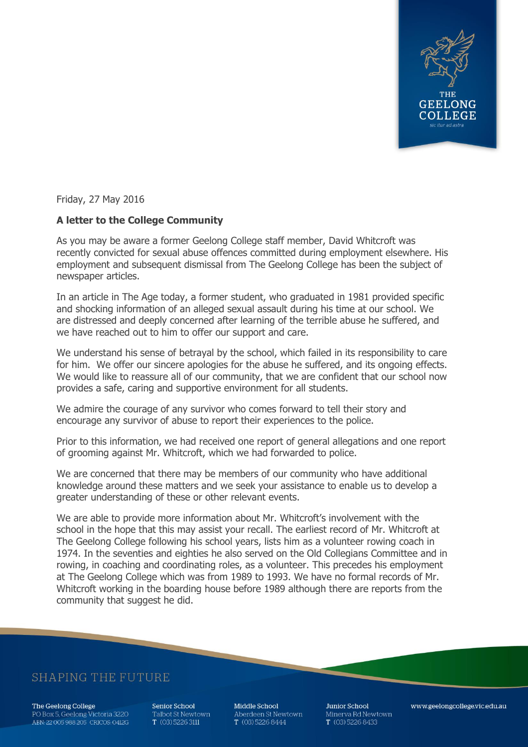Friday, 27 May 2016

**A letter to the College Community**

As you may be aware a former Geelong College staff member, David Whitcroft was recently convicted for sexual abuse offences committed during employment elsewhere. His employment and subsequent dismissal from The Geelong College has been the subject of newspaper articles.

In an article in The Age today, a former student, who graduated in 1981 provided specific and shocking information of an alleged sexual assault during his time at our school. We are distressed and deeply concerned after learning of the terrible abuse he suffered, and we have reached out to him to offer our support and care.

We understand his sense of betrayal by the school, which failed in its responsibility to care for him. We offer our sincere apologies for the abuse he suffered, and its ongoing effects. We would like to reassure all of our community, that we are confident that our school now provides a safe, caring and supportive environment for all students.

We admire the courage of any survivor who comes forward to tell their story and encourage any survivor of abuse to report their experiences to the police.

Prior to this information, we had received one report of general allegations and one report of grooming against Mr. Whitcroft, which we had forwarded to police.

We are concerned that there may be members of our community who have additional knowledge around these matters and we seek your assistance to enable us to develop a greater understanding of these or other relevant events.

We are able to provide more information about Mr. Whitcroft's involvement with the school in the hope that this may assist your recall. The earliest record of Mr. Whitcroft at The Geelong College following his school years, lists him as a volunteer rowing coach in 1974. In the seventies and eighties he also served on the Old Collegians Committee and in rowing, in coaching and coordinating roles, as a volunteer. This precedes his employment at The Geelong College which was from 1989 to 1993. We have no formal records of Mr. Whitcroft working in the boarding house before 1989 although there are reports from the community that suggest he did.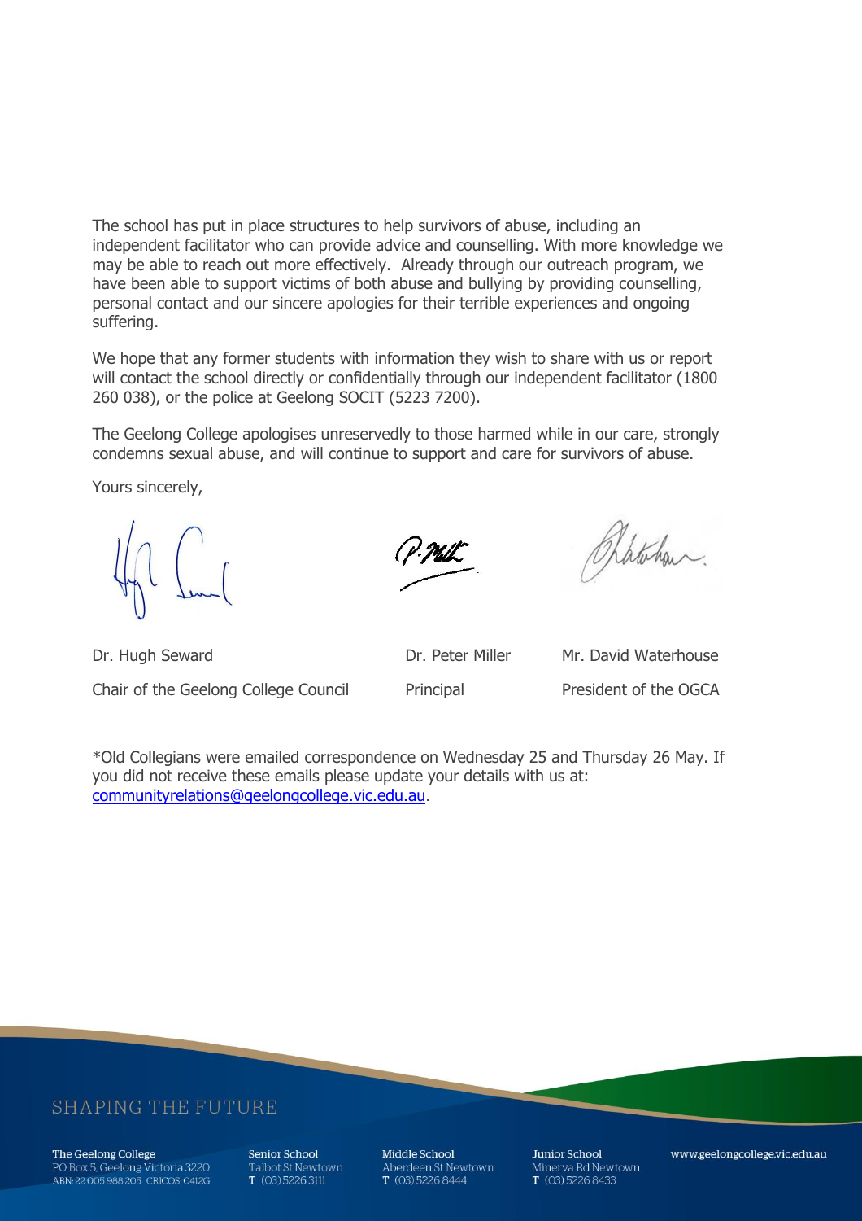The school has put in place structures to help survivors of abuse, including an independent facilitator who can provide advice and counselling. With more knowledge we may be able to reach out more effectively. Already through our outreach program, we have been able to support victims of both abuse and bullying by providing counselling, personal contact and our sincere apologies for their terrible experiences and ongoing suffering.

We hope that any former students with information they wish to share with us or report will contact the school directly or confidentially through our independent facilitator (1800 260 038), or the police at Geelong SOCIT (5223 7200).

The Geelong College apologises unreservedly to those harmed while in our care, strongly condemns sexual abuse, and will continue to support and care for survivors of abuse.

Yours sincerely,

| | | |
|---|---|---|
| Dr. Hugh Seward | Dr. Peter Miller | Mr. David Waterhouse |
| Chair of the Geelong College Council | Principal | President of the OGCA |

*Old Collegians were emailed correspondence on Wednesday 25 and Thursday 26 May. If you did not receive these emails please update your details with us at: communityrelations@geelongcollege.vic.edu.au.

SHAPING THE FUTURE

The Geelong College
PO Box 5, Geelong Victoria 3220
ABN: 22 005 988 205 CRICOS: 0412G

Senior School
Talbot St Newtown
T (03) 5226 3111

Middle School
Aberdeen St Newtown
T (03) 5226 8444

Junior School
Minerva Rd Newtown
T (03) 5226 8433

www.geelongcollege.vic.edu.au